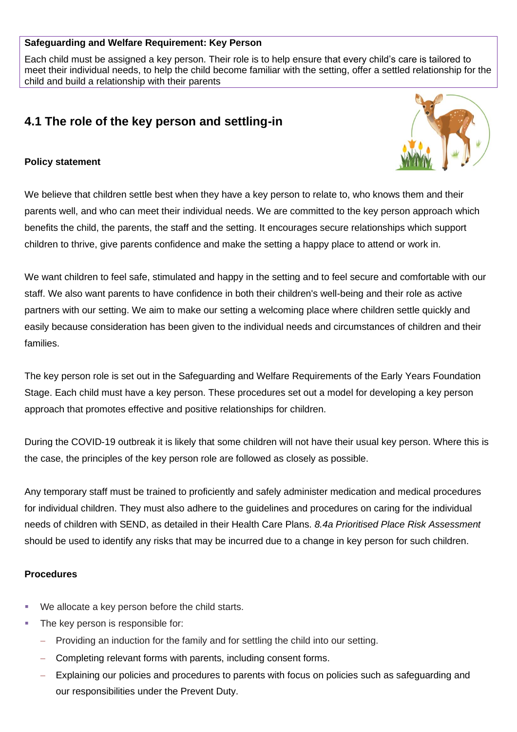**Safeguarding and Welfare Requirement: Key Person**

Each child must be assigned a key person. Their role is to help ensure that every child's care is tailored to meet their individual needs, to help the child become familiar with the setting, offer a settled relationship for the child and build a relationship with their parents

## 4.1 The role of the key person and settling-in

**Policy statement**

We believe that children settle best when they have a key person to relate to, who knows them and their parents well, and who can meet their individual needs. We are committed to the key person approach which benefits the child, the parents, the staff and the setting. It encourages secure relationships which support children to thrive, give parents confidence and make the setting a happy place to attend or work in.

We want children to feel safe, stimulated and happy in the setting and to feel secure and comfortable with our staff. We also want parents to have confidence in both their children's well-being and their role as active partners with our setting. We aim to make our setting a welcoming place where children settle quickly and easily because consideration has been given to the individual needs and circumstances of children and their families.

The key person role is set out in the Safeguarding and Welfare Requirements of the Early Years Foundation Stage. Each child must have a key person. These procedures set out a model for developing a key person approach that promotes effective and positive relationships for children.

During the COVID-19 outbreak it is likely that some children will not have their usual key person. Where this is the case, the principles of the key person role are followed as closely as possible.

Any temporary staff must be trained to proficiently and safely administer medication and medical procedures for individual children. They must also adhere to the guidelines and procedures on caring for the individual needs of children with SEND, as detailed in their Health Care Plans. *8.4a Prioritised Place Risk Assessment* should be used to identify any risks that may be incurred due to a change in key person for such children.

**Procedures**

- We allocate a key person before the child starts.
- The key person is responsible for:
  - Providing an induction for the family and for settling the child into our setting.
  - Completing relevant forms with parents, including consent forms.
  - Explaining our policies and procedures to parents with focus on policies such as safeguarding and our responsibilities under the Prevent Duty.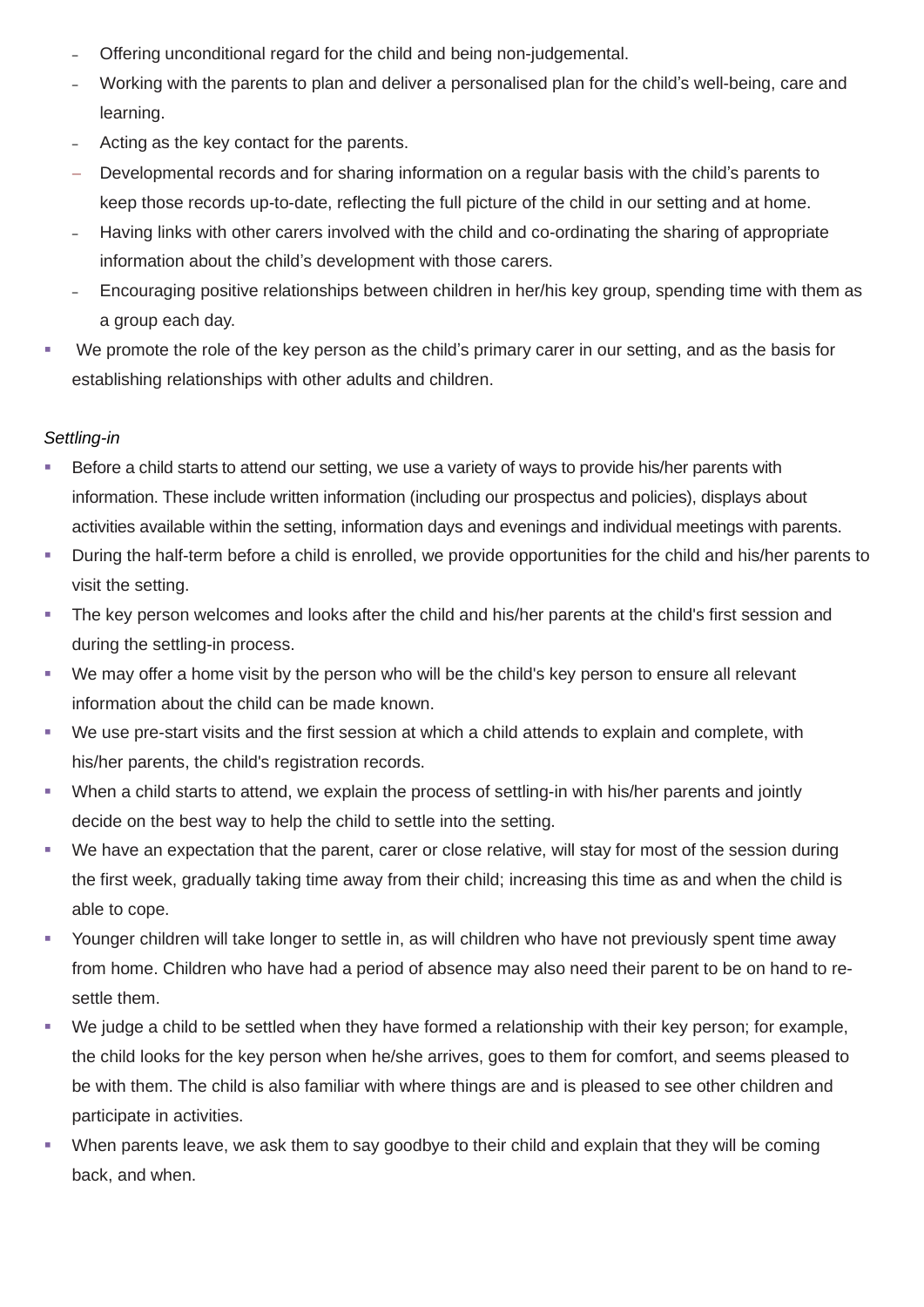- Offering unconditional regard for the child and being non-judgemental.
  - Working with the parents to plan and deliver a personalised plan for the child's well-being, care and learning.
  - Acting as the key contact for the parents.
  - Developmental records and for sharing information on a regular basis with the child's parents to keep those records up-to-date, reflecting the full picture of the child in our setting and at home.
  - Having links with other carers involved with the child and co-ordinating the sharing of appropriate information about the child's development with those carers.
  - Encouraging positive relationships between children in her/his key group, spending time with them as a group each day.
- We promote the role of the key person as the child's primary carer in our setting, and as the basis for establishing relationships with other adults and children.

*Settling-in*

- Before a child starts to attend our setting, we use a variety of ways to provide his/her parents with information. These include written information (including our prospectus and policies), displays about activities available within the setting, information days and evenings and individual meetings with parents.
- During the half-term before a child is enrolled, we provide opportunities for the child and his/her parents to visit the setting.
- The key person welcomes and looks after the child and his/her parents at the child's first session and during the settling-in process.
- We may offer a home visit by the person who will be the child's key person to ensure all relevant information about the child can be made known.
- We use pre-start visits and the first session at which a child attends to explain and complete, with his/her parents, the child's registration records.
- When a child starts to attend, we explain the process of settling-in with his/her parents and jointly decide on the best way to help the child to settle into the setting.
- We have an expectation that the parent, carer or close relative, will stay for most of the session during the first week, gradually taking time away from their child; increasing this time as and when the child is able to cope.
- Younger children will take longer to settle in, as will children who have not previously spent time away from home. Children who have had a period of absence may also need their parent to be on hand to re-settle them.
- We judge a child to be settled when they have formed a relationship with their key person; for example, the child looks for the key person when he/she arrives, goes to them for comfort, and seems pleased to be with them. The child is also familiar with where things are and is pleased to see other children and participate in activities.
- When parents leave, we ask them to say goodbye to their child and explain that they will be coming back, and when.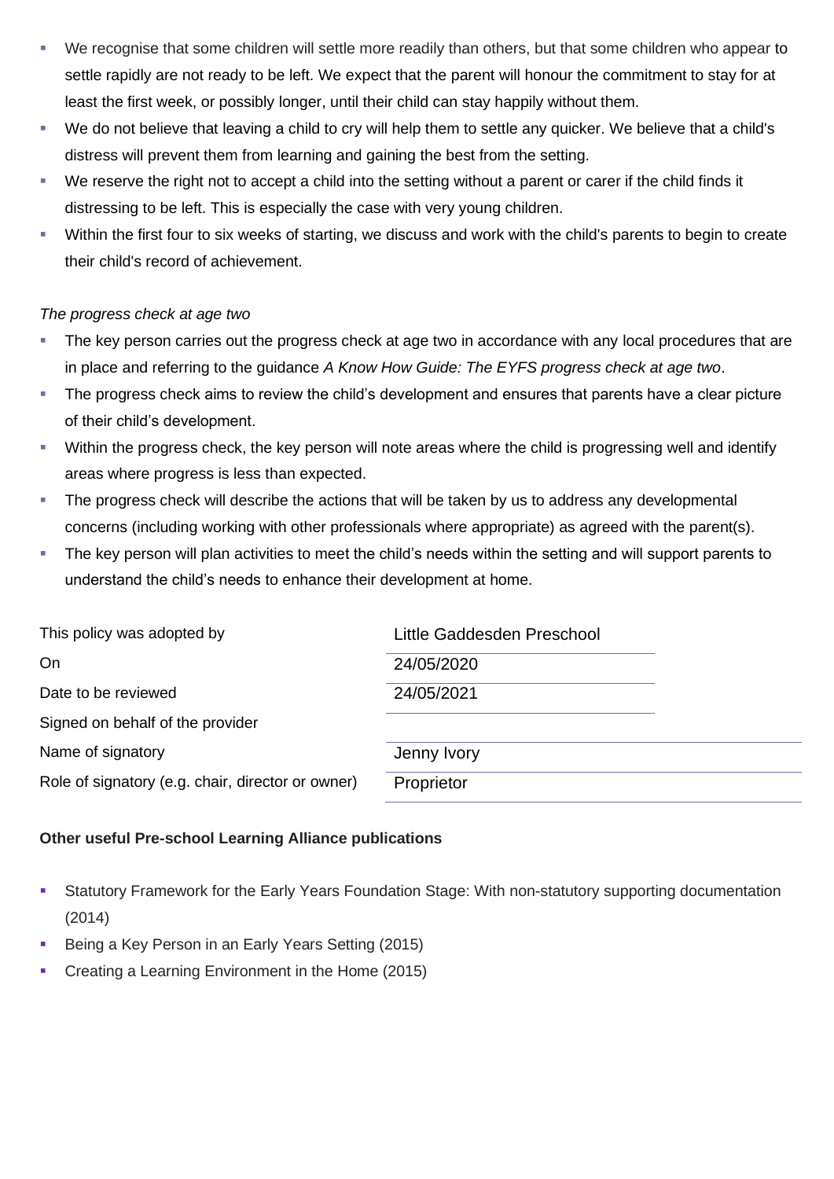- We recognise that some children will settle more readily than others, but that some children who appear to settle rapidly are not ready to be left. We expect that the parent will honour the commitment to stay for at least the first week, or possibly longer, until their child can stay happily without them.
- We do not believe that leaving a child to cry will help them to settle any quicker. We believe that a child's distress will prevent them from learning and gaining the best from the setting.
- We reserve the right not to accept a child into the setting without a parent or carer if the child finds it distressing to be left. This is especially the case with very young children.
- Within the first four to six weeks of starting, we discuss and work with the child's parents to begin to create their child's record of achievement.

*The progress check at age two*

- The key person carries out the progress check at age two in accordance with any local procedures that are in place and referring to the guidance *A Know How Guide: The EYFS progress check at age two*.
- The progress check aims to review the child's development and ensures that parents have a clear picture of their child's development.
- Within the progress check, the key person will note areas where the child is progressing well and identify areas where progress is less than expected.
- The progress check will describe the actions that will be taken by us to address any developmental concerns (including working with other professionals where appropriate) as agreed with the parent(s).
- The key person will plan activities to meet the child's needs within the setting and will support parents to understand the child's needs to enhance their development at home.

| | |
|---|---|
| This policy was adopted by | Little Gaddesden Preschool |
| On | 24/05/2020 |
| Date to be reviewed | 24/05/2021 |
| Signed on behalf of the provider | |
| Name of signatory | Jenny Ivory |
| Role of signatory (e.g. chair, director or owner) | Proprietor |

**Other useful Pre-school Learning Alliance publications**

- Statutory Framework for the Early Years Foundation Stage: With non-statutory supporting documentation (2014)
- Being a Key Person in an Early Years Setting (2015)
- Creating a Learning Environment in the Home (2015)